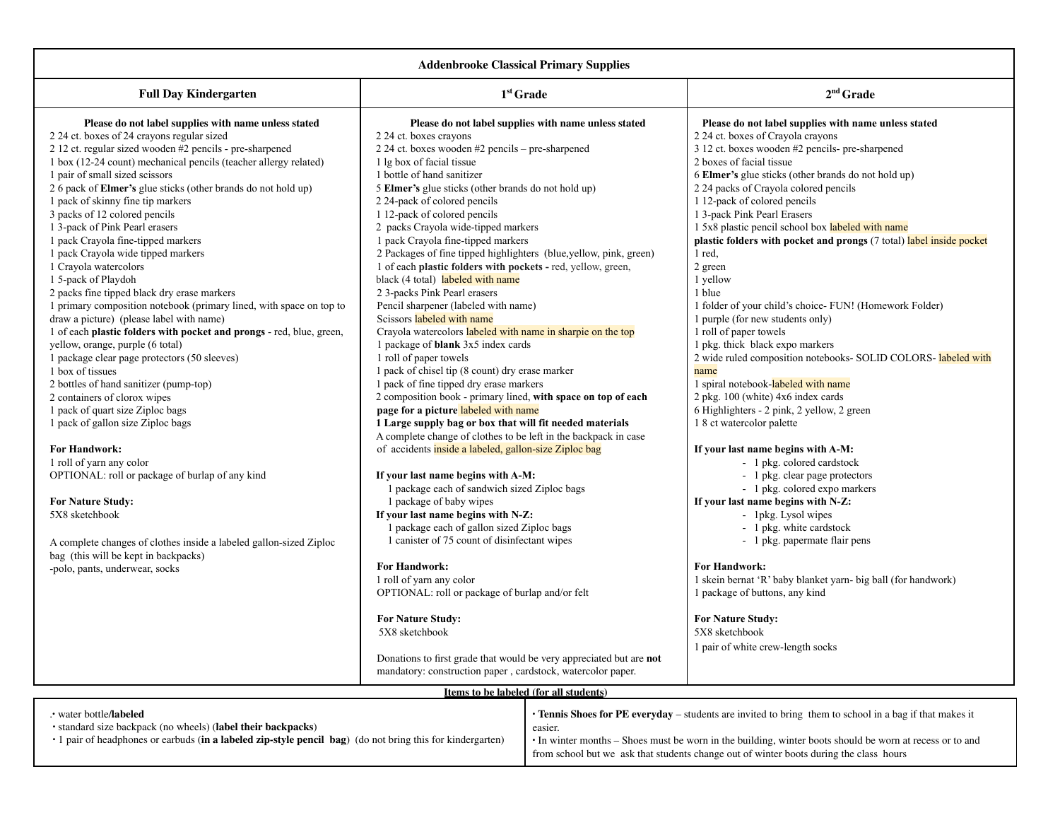# Addenbrooke Classical Primary Supplies

## Full Day Kindergarten

**Please do not label supplies with name unless stated**

2 24 ct. boxes of 24 crayons regular sized
2 12 ct. regular sized wooden #2 pencils - pre-sharpened
1 box (12-24 count) mechanical pencils (teacher allergy related)
1 pair of small sized scissors
2 6 pack of **Elmer's** glue sticks (other brands do not hold up)
1 pack of skinny fine tip markers
3 packs of 12 colored pencils
1 3-pack of Pink Pearl erasers
1 pack Crayola fine-tipped markers
1 pack Crayola wide tipped markers
1 Crayola watercolors
1 5-pack of Playdoh
2 packs fine tipped black dry erase markers
1 primary composition notebook (primary lined, with space on top to draw a picture) (please label with name)
1 of each **plastic folders with pocket and prongs** - red, blue, green, yellow, orange, purple (6 total)
1 package clear page protectors (50 sleeves)
1 box of tissues
2 bottles of hand sanitizer (pump-top)
2 containers of clorox wipes
1 pack of quart size Ziploc bags
1 pack of gallon size Ziploc bags

**For Handwork:**
1 roll of yarn any color
OPTIONAL: roll or package of burlap of any kind

**For Nature Study:**
5X8 sketchbook

A complete changes of clothes inside a labeled gallon-sized Ziploc bag (this will be kept in backpacks)
-polo, pants, underwear, socks

## 1st Grade

**Please do not label supplies with name unless stated**

2 24 ct. boxes crayons
2 24 ct. boxes wooden #2 pencils – pre-sharpened
1 lg box of facial tissue
1 bottle of hand sanitizer
5 **Elmer's** glue sticks (other brands do not hold up)
2 24-pack of colored pencils
1 12-pack of colored pencils
2 packs Crayola wide-tipped markers
1 pack Crayola fine-tipped markers
2 Packages of fine tipped highlighters (blue,yellow, pink, green)
1 of each **plastic folders with pockets -** red, yellow, green, black (4 total) labeled with name
2 3-packs Pink Pearl erasers
Pencil sharpener (labeled with name)
Scissors labeled with name
Crayola watercolors labeled with name in sharpie on the top
1 package of **blank** 3x5 index cards
1 roll of paper towels
1 pack of chisel tip (8 count) dry erase marker
1 pack of fine tipped dry erase markers
2 composition book - primary lined, **with space on top of each page for a picture** labeled with name
**1 Large supply bag or box that will fit needed materials**
A complete change of clothes to be left in the backpack in case of accidents inside a labeled, gallon-size Ziploc bag

**If your last name begins with A-M:**
1 package each of sandwich sized Ziploc bags
1 package of baby wipes

**If your last name begins with N-Z:**
1 package each of gallon sized Ziploc bags
1 canister of 75 count of disinfectant wipes

**For Handwork:**
1 roll of yarn any color
OPTIONAL: roll or package of burlap and/or felt

**For Nature Study:**
5X8 sketchbook

Donations to first grade that would be very appreciated but are **not** mandatory: construction paper , cardstock, watercolor paper.

## 2nd Grade

**Please do not label supplies with name unless stated**

2 24 ct. boxes of Crayola crayons
3 12 ct. boxes wooden #2 pencils- pre-sharpened
2 boxes of facial tissue
6 **Elmer's** glue sticks (other brands do not hold up)
2 24 packs of Crayola colored pencils
1 12-pack of colored pencils
1 3-pack Pink Pearl Erasers
1 5x8 plastic pencil school box labeled with name
**plastic folders with pocket and prongs** (7 total) label inside pocket
1 red,
2 green
1 yellow
1 blue
1 folder of your child's choice- FUN! (Homework Folder)
1 purple (for new students only)
1 roll of paper towels
1 pkg. thick black expo markers
2 wide ruled composition notebooks- SOLID COLORS- labeled with name
1 spiral notebook-labeled with name
2 pkg. 100 (white) 4x6 index cards
6 Highlighters - 2 pink, 2 yellow, 2 green
1 8 ct watercolor palette

**If your last name begins with A-M:**
- 1 pkg. colored cardstock
- 1 pkg. clear page protectors
- 1 pkg. colored expo markers

**If your last name begins with N-Z:**
- 1pkg. Lysol wipes
- 1 pkg. white cardstock
- 1 pkg. papermate flair pens

**For Handwork:**
1 skein bernat 'R' baby blanket yarn- big ball (for handwork)
1 package of buttons, any kind

**For Nature Study:**
5X8 sketchbook
1 pair of white crew-length socks

## Items to be labeled (for all students)

- water bottle/**labeled**
- standard size backpack (no wheels) (**label their backpacks**)
- 1 pair of headphones or earbuds (**in a labeled zip-style pencil bag**) (do not bring this for kindergarten)
- **Tennis Shoes for PE everyday** – students are invited to bring them to school in a bag if that makes it easier.
- In winter months – Shoes must be worn in the building, winter boots should be worn at recess or to and from school but we ask that students change out of winter boots during the class hours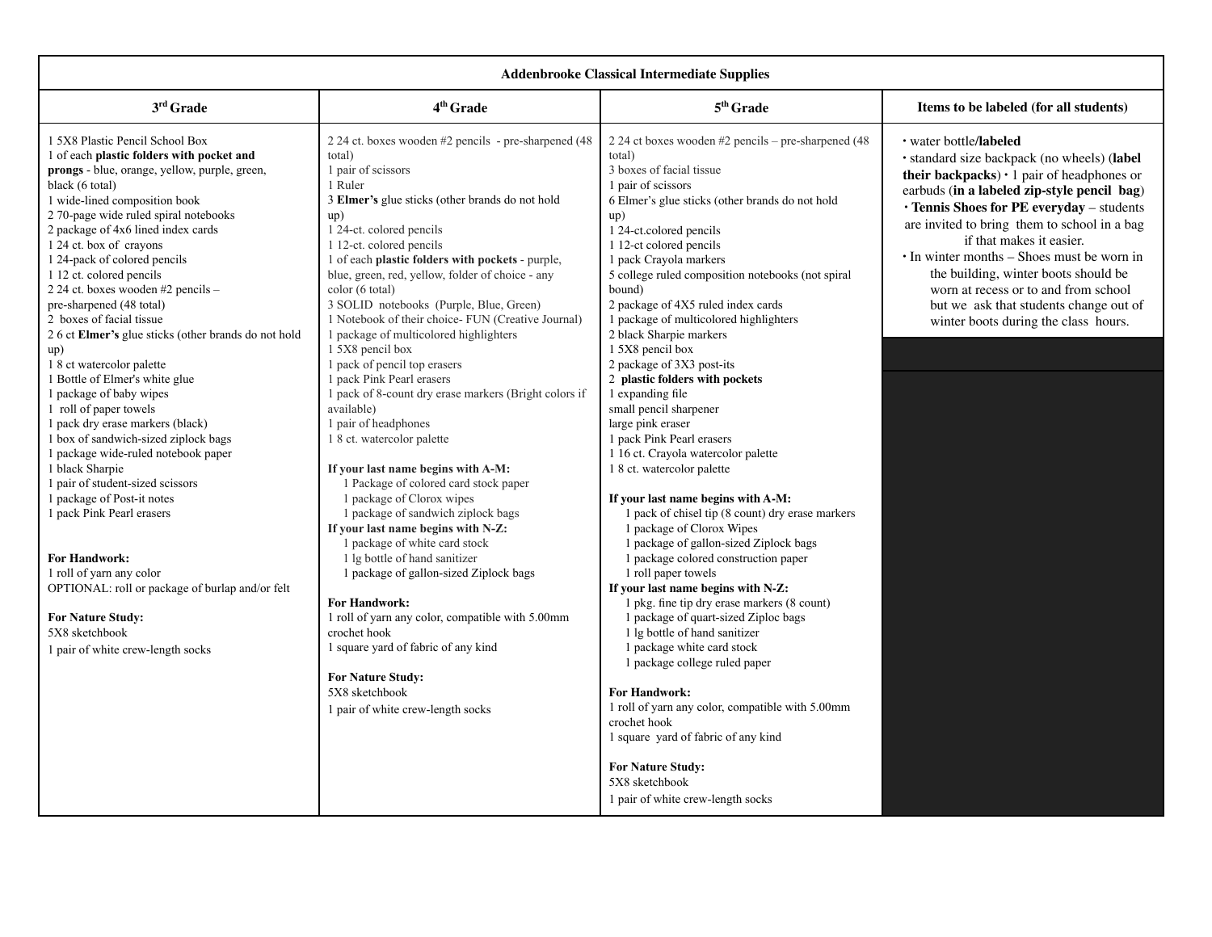| Addenbrooke Classical Intermediate Supplies | | | |
|---|---|---|---|
| **3rd Grade** | **4th Grade** | **5th Grade** | **Items to be labeled (for all students)** |
| 1 5X8 Plastic Pencil School Box<br>1 of each **plastic folders with pocket and prongs** - blue, orange, yellow, purple, green, black (6 total)<br>1 wide-lined composition book<br>2 70-page wide ruled spiral notebooks<br>2 package of 4x6 lined index cards<br>1 24 ct. box of crayons<br>1 24-pack of colored pencils<br>1 12 ct. colored pencils<br>2 24 ct. boxes wooden #2 pencils – pre-sharpened (48 total)<br>2 boxes of facial tissue<br>2 6 ct **Elmer's** glue sticks (other brands do not hold up)<br>1 8 ct watercolor palette<br>1 Bottle of Elmer's white glue<br>1 package of baby wipes<br>1 roll of paper towels<br>1 pack dry erase markers (black)<br>1 box of sandwich-sized ziplock bags<br>1 package wide-ruled notebook paper<br>1 black Sharpie<br>1 pair of student-sized scissors<br>1 package of Post-it notes<br>1 pack Pink Pearl erasers<br><br>**For Handwork:**<br>1 roll of yarn any color<br>OPTIONAL: roll or package of burlap and/or felt<br><br>**For Nature Study:**<br>5X8 sketchbook<br>1 pair of white crew-length socks | 2 24 ct. boxes wooden #2 pencils - pre-sharpened (48 total)<br>1 pair of scissors<br>1 Ruler<br>3 **Elmer's** glue sticks (other brands do not hold up)<br>1 24-ct. colored pencils<br>1 12-ct. colored pencils<br>1 of each **plastic folders with pockets** - purple, blue, green, red, yellow, folder of choice - any color (6 total)<br>3 SOLID notebooks (Purple, Blue, Green)<br>1 Notebook of their choice- FUN (Creative Journal)<br>1 package of multicolored highlighters<br>1 5X8 pencil box<br>1 pack of pencil top erasers<br>1 pack Pink Pearl erasers<br>1 pack of 8-count dry erase markers (Bright colors if available)<br>1 pair of headphones<br>1 8 ct. watercolor palette<br><br>**If your last name begins with A-M:**<br>1 Package of colored card stock paper<br>1 package of Clorox wipes<br>1 package of sandwich ziplock bags<br>**If your last name begins with N-Z:**<br>1 package of white card stock<br>1 lg bottle of hand sanitizer<br>1 package of gallon-sized Ziplock bags<br><br>**For Handwork:**<br>1 roll of yarn any color, compatible with 5.00mm crochet hook<br>1 square yard of fabric of any kind<br><br>**For Nature Study:**<br>5X8 sketchbook<br>1 pair of white crew-length socks | 2 24 ct boxes wooden #2 pencils – pre-sharpened (48 total)<br>3 boxes of facial tissue<br>1 pair of scissors<br>6 Elmer's glue sticks (other brands do not hold up)<br>1 24-ct.colored pencils<br>1 12-ct colored pencils<br>1 pack Crayola markers<br>5 college ruled composition notebooks (not spiral bound)<br>2 package of 4X5 ruled index cards<br>1 package of multicolored highlighters<br>2 black Sharpie markers<br>1 5X8 pencil box<br>2 package of 3X3 post-its<br>2 **plastic folders with pockets**<br>1 expanding file<br>small pencil sharpener<br>large pink eraser<br>1 pack Pink Pearl erasers<br>1 16 ct. Crayola watercolor palette<br>1 8 ct. watercolor palette<br><br>**If your last name begins with A-M:**<br>1 pack of chisel tip (8 count) dry erase markers<br>1 package of Clorox Wipes<br>1 package of gallon-sized Ziplock bags<br>1 package colored construction paper<br>1 roll paper towels<br>**If your last name begins with N-Z:**<br>1 pkg. fine tip dry erase markers (8 count)<br>1 package of quart-sized Ziploc bags<br>1 lg bottle of hand sanitizer<br>1 package white card stock<br>1 package college ruled paper<br><br>**For Handwork:**<br>1 roll of yarn any color, compatible with 5.00mm crochet hook<br>1 square yard of fabric of any kind<br><br>**For Nature Study:**<br>5X8 sketchbook<br>1 pair of white crew-length socks | • water bottle/**labeled**<br>• standard size backpack (no wheels) (**label their backpacks**) • 1 pair of headphones or earbuds (**in a labeled zip-style pencil bag**)<br>• **Tennis Shoes for PE everyday** – students are invited to bring them to school in a bag if that makes it easier.<br>• In winter months – Shoes must be worn in the building, winter boots should be worn at recess or to and from school but we ask that students change out of winter boots during the class hours. |